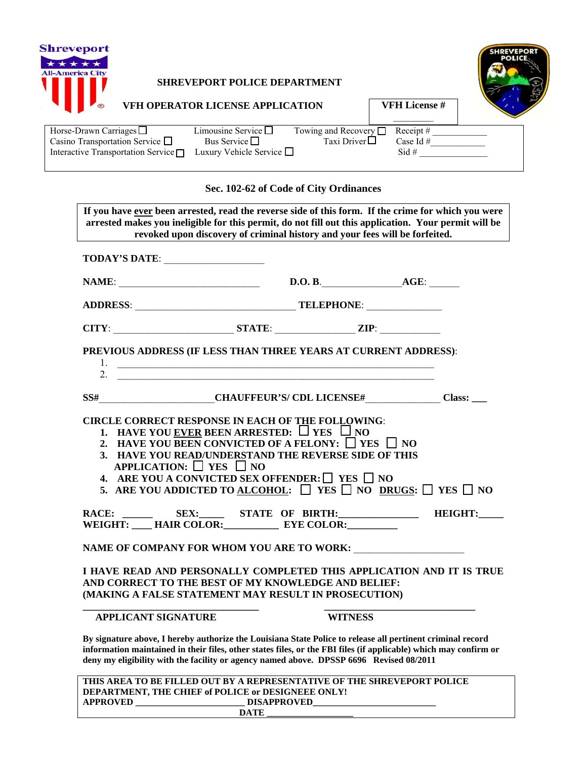Shreveport
All-America City

**SHREVEPORT POLICE DEPARTMENT**

**VFH OPERATOR LICENSE APPLICATION**

**VFH License #** ________

| | | | |
|---|---|---|---|
| Horse-Drawn Carriages ☐ | Limousine Service ☐ | Towing and Recovery ☐ | Receipt # ____________ |
| Casino Transportation Service ☐ | Bus Service ☐ | Taxi Driver ☐ | Case Id # ____________ |
| Interactive Transportation Service ☐ | Luxury Vehicle Service ☐ | | Sid # ______________ |

**Sec. 102-62 of Code of City Ordinances**

**If you have ever been arrested, read the reverse side of this form. If the crime for which you were arrested makes you ineligible for this permit, do not fill out this application. Your permit will be revoked upon discovery of criminal history and your fees will be forfeited.**

**TODAY'S DATE**: ____________________

**NAME**: ____________________________ **D.O.B.**________________ **AGE**: ______

**ADDRESS**: ________________________________ **TELEPHONE**: _______________

**CITY**: ________________________ **STATE**: ________________ **ZIP**: ____________

**PREVIOUS ADDRESS (IF LESS THAN THREE YEARS AT CURRENT ADDRESS)**:

1. ________________________________________________________________
2. ________________________________________________________________

**SS#**_______________________ **CHAUFFEUR'S/ CDL LICENSE#**_______________ **Class: ___**

**CIRCLE CORRECT RESPONSE IN EACH OF THE FOLLOWING**:

1. **HAVE YOU EVER BEEN ARRESTED: ☐ YES ☐ NO**
2. **HAVE YOU BEEN CONVICTED OF A FELONY: ☐ YES ☐ NO**
3. **HAVE YOU READ/UNDERSTAND THE REVERSE SIDE OF THIS APPLICATION: ☐ YES ☐ NO**
4. **ARE YOU A CONVICTED SEX OFFENDER: ☐ YES ☐ NO**
5. **ARE YOU ADDICTED TO ALCOHOL: ☐ YES ☐ NO DRUGS: ☐ YES ☐ NO**

**RACE: ______ SEX:_____ STATE OF BIRTH:________________ HEIGHT:_____**
**WEIGHT: ____ HAIR COLOR:___________ EYE COLOR:__________**

**NAME OF COMPANY FOR WHOM YOU ARE TO WORK:** ______________________

**I HAVE READ AND PERSONALLY COMPLETED THIS APPLICATION AND IT IS TRUE AND CORRECT TO THE BEST OF MY KNOWLEDGE AND BELIEF:**
**(MAKING A FALSE STATEMENT MAY RESULT IN PROSECUTION)**

___________________________________ ______________________________

**APPLICANT SIGNATURE** **WITNESS**

**By signature above, I hereby authorize the Louisiana State Police to release all pertinent criminal record information maintained in their files, other states files, or the FBI files (if applicable) which may confirm or deny my eligibility with the facility or agency named above. DPSSP 6696 Revised 08/2011**

**THIS AREA TO BE FILLED OUT BY A REPRESENTATIVE OF THE SHREVEPORT POLICE DEPARTMENT, THE CHIEF of POLICE or DESIGNEEE ONLY!**
**APPROVED** ________________________ **DISAPPROVED**__________________________
**DATE** ___________________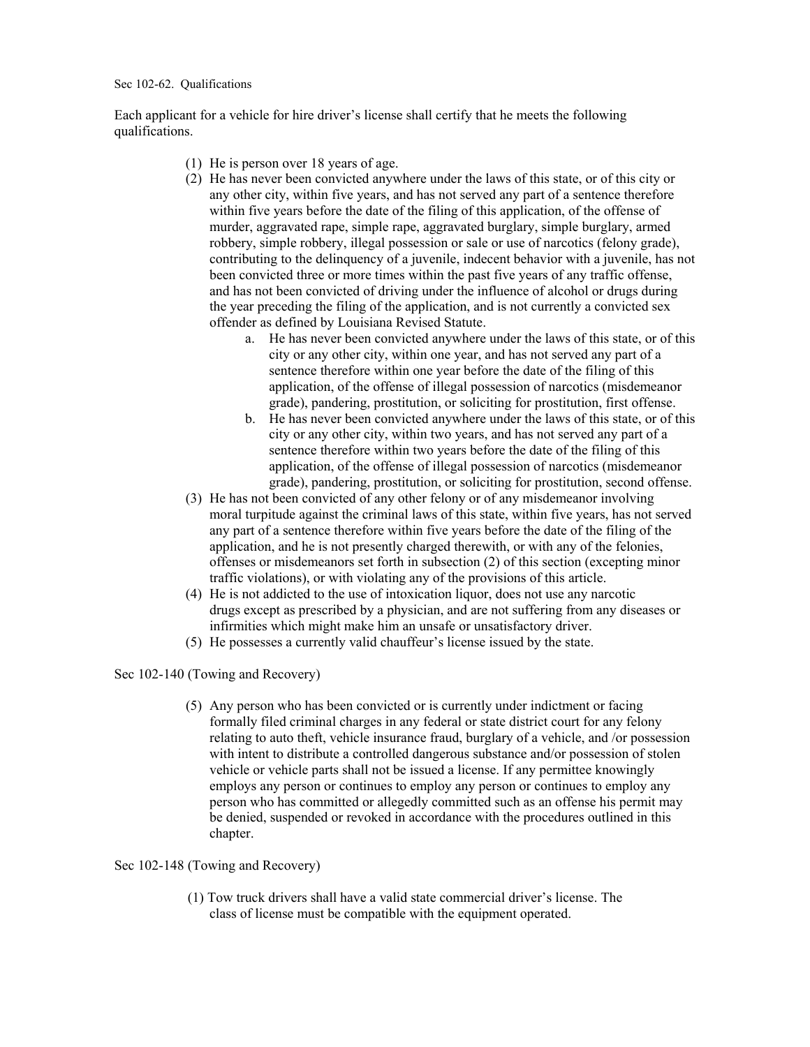Sec 102-62. Qualifications

Each applicant for a vehicle for hire driver's license shall certify that he meets the following qualifications.

1. He is person over 18 years of age.
2. He has never been convicted anywhere under the laws of this state, or of this city or any other city, within five years, and has not served any part of a sentence therefore within five years before the date of the filing of this application, of the offense of murder, aggravated rape, simple rape, aggravated burglary, simple burglary, armed robbery, simple robbery, illegal possession or sale or use of narcotics (felony grade), contributing to the delinquency of a juvenile, indecent behavior with a juvenile, has not been convicted three or more times within the past five years of any traffic offense, and has not been convicted of driving under the influence of alcohol or drugs during the year preceding the filing of the application, and is not currently a convicted sex offender as defined by Louisiana Revised Statute.
    a. He has never been convicted anywhere under the laws of this state, or of this city or any other city, within one year, and has not served any part of a sentence therefore within one year before the date of the filing of this application, of the offense of illegal possession of narcotics (misdemeanor grade), pandering, prostitution, or soliciting for prostitution, first offense.
    b. He has never been convicted anywhere under the laws of this state, or of this city or any other city, within two years, and has not served any part of a sentence therefore within two years before the date of the filing of this application, of the offense of illegal possession of narcotics (misdemeanor grade), pandering, prostitution, or soliciting for prostitution, second offense.
3. He has not been convicted of any other felony or of any misdemeanor involving moral turpitude against the criminal laws of this state, within five years, has not served any part of a sentence therefore within five years before the date of the filing of the application, and he is not presently charged therewith, or with any of the felonies, offenses or misdemeanors set forth in subsection (2) of this section (excepting minor traffic violations), or with violating any of the provisions of this article.
4. He is not addicted to the use of intoxication liquor, does not use any narcotic drugs except as prescribed by a physician, and are not suffering from any diseases or infirmities which might make him an unsafe or unsatisfactory driver.
5. He possesses a currently valid chauffeur's license issued by the state.

Sec 102-140 (Towing and Recovery)

(5) Any person who has been convicted or is currently under indictment or facing formally filed criminal charges in any federal or state district court for any felony relating to auto theft, vehicle insurance fraud, burglary of a vehicle, and /or possession with intent to distribute a controlled dangerous substance and/or possession of stolen vehicle or vehicle parts shall not be issued a license. If any permittee knowingly employs any person or continues to employ any person or continues to employ any person who has committed or allegedly committed such as an offense his permit may be denied, suspended or revoked in accordance with the procedures outlined in this chapter.

Sec 102-148 (Towing and Recovery)

(1) Tow truck drivers shall have a valid state commercial driver's license. The class of license must be compatible with the equipment operated.